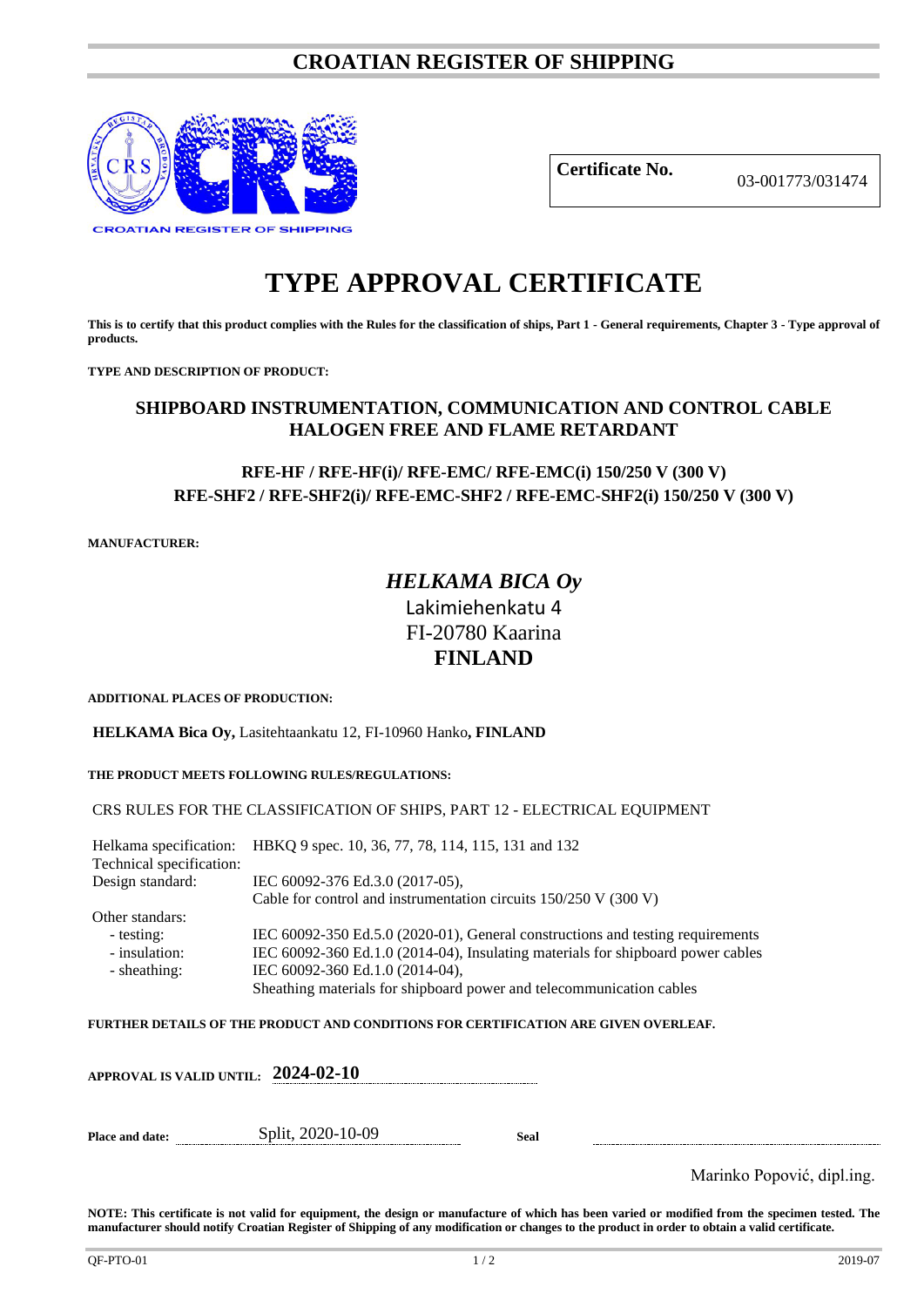# CROATIAN REGISTER OF SHIPPING

CROATIAN REGISTER OF SHIPPING

| **Certificate No.** | 03-001773/031474 |
|---|---|

# TYPE APPROVAL CERTIFICATE

**This is to certify that this product complies with the Rules for the classification of ships, Part 1 - General requirements, Chapter 3 - Type approval of products.**

**TYPE AND DESCRIPTION OF PRODUCT:**

## SHIPBOARD INSTRUMENTATION, COMMUNICATION AND CONTROL CABLE HALOGEN FREE AND FLAME RETARDANT

### RFE-HF / RFE-HF(i)/ RFE-EMC/ RFE-EMC(i) 150/250 V (300 V)
### RFE-SHF2 / RFE-SHF2(i)/ RFE-EMC-SHF2 / RFE-EMC-SHF2(i) 150/250 V (300 V)

**MANUFACTURER:**

***HELKAMA BICA Oy***
Lakimiehenkatu 4
FI-20780 Kaarina
**FINLAND**

**ADDITIONAL PLACES OF PRODUCTION:**

**HELKAMA Bica Oy,** Lasitehtaankatu 12, FI-10960 Hanko**, FINLAND**

**THE PRODUCT MEETS FOLLOWING RULES/REGULATIONS:**

CRS RULES FOR THE CLASSIFICATION OF SHIPS, PART 12 - ELECTRICAL EQUIPMENT

| | |
|---|---|
| Helkama specification: | HBKQ 9 spec. 10, 36, 77, 78, 114, 115, 131 and 132 |
| Technical specification: | |
| Design standard: | IEC 60092-376 Ed.3.0 (2017-05), Cable for control and instrumentation circuits 150/250 V (300 V) |
| Other standars: | |
| - testing: | IEC 60092-350 Ed.5.0 (2020-01), General constructions and testing requirements |
| - insulation: | IEC 60092-360 Ed.1.0 (2014-04), Insulating materials for shipboard power cables |
| - sheathing: | IEC 60092-360 Ed.1.0 (2014-04), Sheathing materials for shipboard power and telecommunication cables |

**FURTHER DETAILS OF THE PRODUCT AND CONDITIONS FOR CERTIFICATION ARE GIVEN OVERLEAF.**

**APPROVAL IS VALID UNTIL: 2024-02-10**

**Place and date:** Split, 2020-10-09 **Seal**

Marinko Popović, dipl.ing.

**NOTE: This certificate is not valid for equipment, the design or manufacture of which has been varied or modified from the specimen tested. The manufacturer should notify Croatian Register of Shipping of any modification or changes to the product in order to obtain a valid certificate.**

QF-PTO-01 2019-07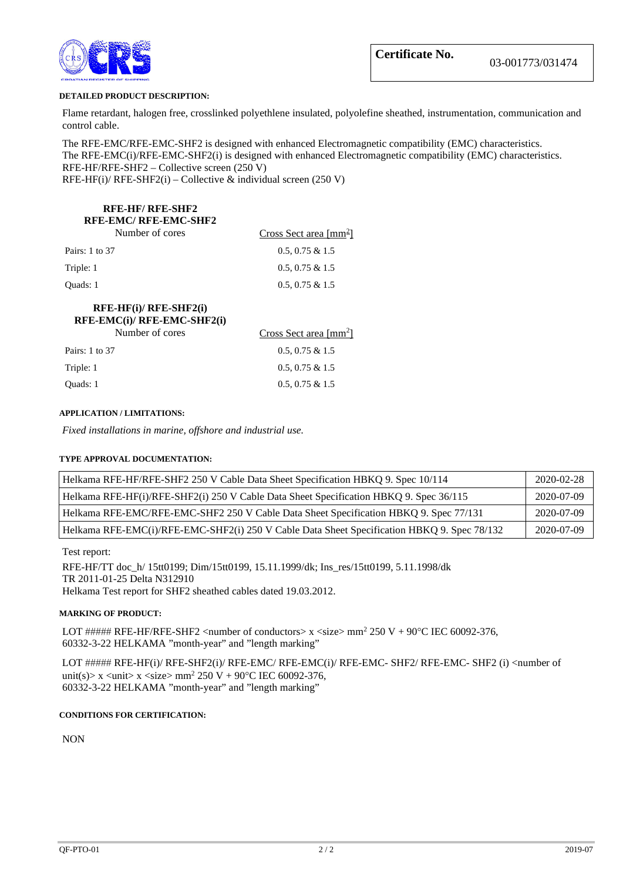**Certificate No.** 03-001773/031474

**DETAILED PRODUCT DESCRIPTION:**

Flame retardant, halogen free, crosslinked polyethlene insulated, polyolefine sheathed, instrumentation, communication and control cable.

The RFE-EMC/RFE-EMC-SHF2 is designed with enhanced Electromagnetic compatibility (EMC) characteristics.
The RFE-EMC(i)/RFE-EMC-SHF2(i) is designed with enhanced Electromagnetic compatibility (EMC) characteristics.
RFE-HF/RFE-SHF2 – Collective screen (250 V)
RFE-HF(i)/ RFE-SHF2(i) – Collective & individual screen (250 V)

**RFE-HF/ RFE-SHF2**
**RFE-EMC/ RFE-EMC-SHF2**

| Number of cores | Cross Sect area [mm$^2$] |
|---|---|
| Pairs: 1 to 37 | 0.5, 0.75 & 1.5 |
| Triple: 1 | 0.5, 0.75 & 1.5 |
| Quads: 1 | 0.5, 0.75 & 1.5 |

**RFE-HF(i)/ RFE-SHF2(i)**
**RFE-EMC(i)/ RFE-EMC-SHF2(i)**

| Number of cores | Cross Sect area [mm$^2$] |
|---|---|
| Pairs: 1 to 37 | 0.5, 0.75 & 1.5 |
| Triple: 1 | 0.5, 0.75 & 1.5 |
| Quads: 1 | 0.5, 0.75 & 1.5 |

**APPLICATION / LIMITATIONS:**

*Fixed installations in marine, offshore and industrial use.*

**TYPE APPROVAL DOCUMENTATION:**

| | |
|---|---|
| Helkama RFE-HF/RFE-SHF2 250 V Cable Data Sheet Specification HBKQ 9. Spec 10/114 | 2020-02-28 |
| Helkama RFE-HF(i)/RFE-SHF2(i) 250 V Cable Data Sheet Specification HBKQ 9. Spec 36/115 | 2020-07-09 |
| Helkama RFE-EMC/RFE-EMC-SHF2 250 V Cable Data Sheet Specification HBKQ 9. Spec 77/131 | 2020-07-09 |
| Helkama RFE-EMC(i)/RFE-EMC-SHF2(i) 250 V Cable Data Sheet Specification HBKQ 9. Spec 78/132 | 2020-07-09 |

Test report:

RFE-HF/TT doc_h/ 15tt0199; Dim/15tt0199, 15.11.1999/dk; Ins_res/15tt0199, 5.11.1998/dk
TR 2011-01-25 Delta N312910
Helkama Test report for SHF2 sheathed cables dated 19.03.2012.

**MARKING OF PRODUCT:**

LOT ##### RFE-HF/RFE-SHF2 <number of conductors> x <size> mm$^2$ 250 V + 90°C IEC 60092-376, 60332-3-22 HELKAMA "month-year" and "length marking"

LOT ##### RFE-HF(i)/ RFE-SHF2(i)/ RFE-EMC/ RFE-EMC(i)/ RFE-EMC- SHF2/ RFE-EMC- SHF2 (i) <number of unit(s)> x <unit> x <size> mm$^2$ 250 V + 90°C IEC 60092-376, 60332-3-22 HELKAMA "month-year" and "length marking"

**CONDITIONS FOR CERTIFICATION:**

NON